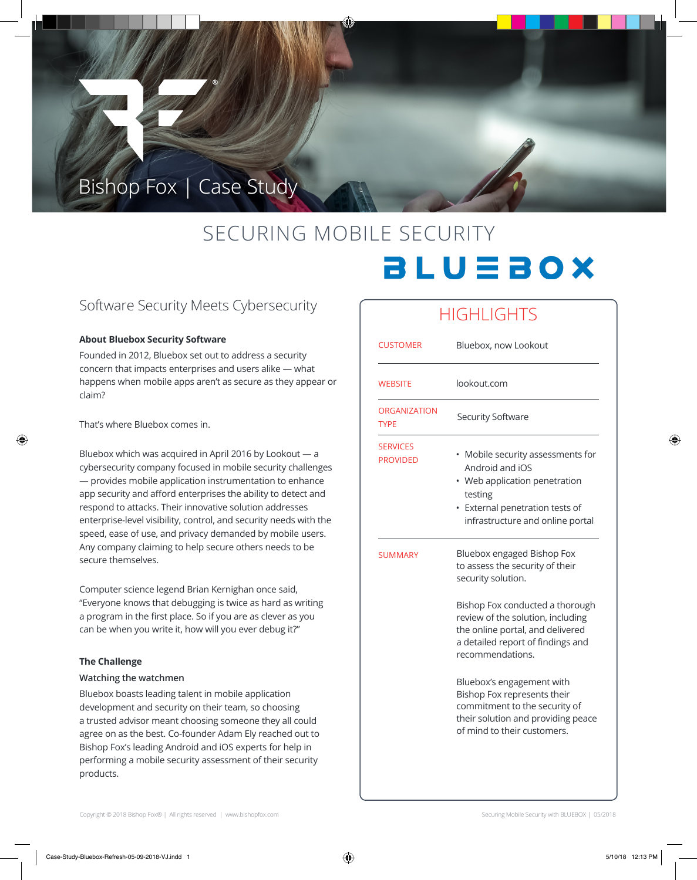Bishop Fox | Case Study

# SECURING MOBILE SECURITY

BLUEBOX

## Software Security Meets Cybersecurity

**About Bluebox Security Software**

Founded in 2012, Bluebox set out to address a security concern that impacts enterprises and users alike — what happens when mobile apps aren't as secure as they appear or claim?

That's where Bluebox comes in.

Bluebox which was acquired in April 2016 by Lookout — a cybersecurity company focused in mobile security challenges — provides mobile application instrumentation to enhance app security and afford enterprises the ability to detect and respond to attacks. Their innovative solution addresses enterprise-level visibility, control, and security needs with the speed, ease of use, and privacy demanded by mobile users. Any company claiming to help secure others needs to be secure themselves.

Computer science legend Brian Kernighan once said, "Everyone knows that debugging is twice as hard as writing a program in the first place. So if you are as clever as you can be when you write it, how will you ever debug it?"

**The Challenge**

**Watching the watchmen**

Bluebox boasts leading talent in mobile application development and security on their team, so choosing a trusted advisor meant choosing someone they all could agree on as the best. Co-founder Adam Ely reached out to Bishop Fox's leading Android and iOS experts for help in performing a mobile security assessment of their security products.

## HIGHLIGHTS

| | |
|---|---|
| CUSTOMER | Bluebox, now Lookout |
| WEBSITE | lookout.com |
| ORGANIZATION TYPE | Security Software |
| SERVICES PROVIDED | • Mobile security assessments for Android and iOS<br>• Web application penetration testing<br>• External penetration tests of infrastructure and online portal |
| SUMMARY | Bluebox engaged Bishop Fox to assess the security of their security solution.<br><br>Bishop Fox conducted a thorough review of the solution, including the online portal, and delivered a detailed report of findings and recommendations.<br><br>Bluebox's engagement with Bishop Fox represents their commitment to the security of their solution and providing peace of mind to their customers. |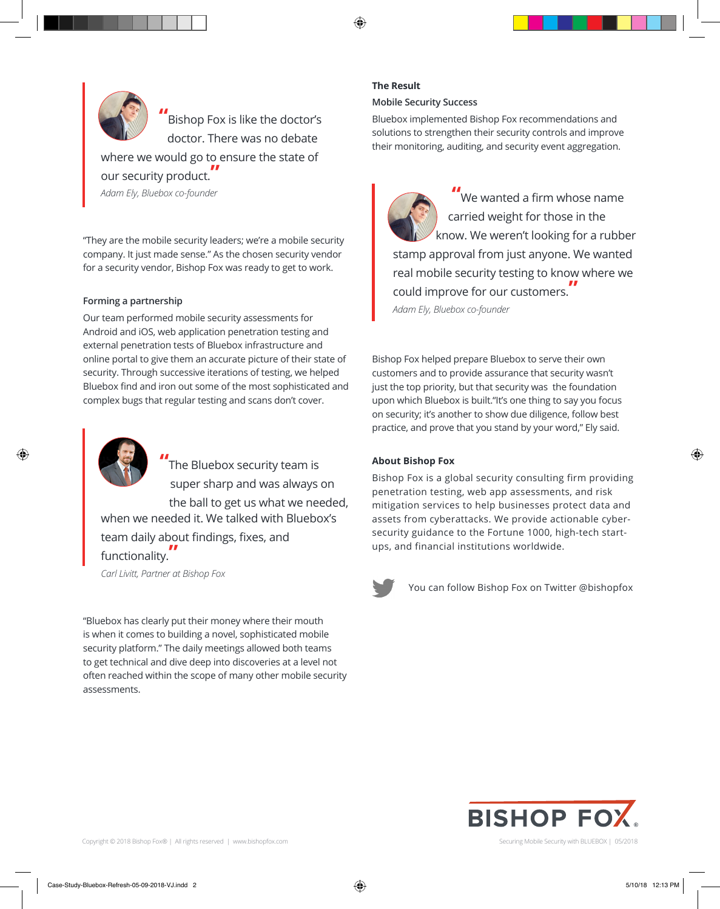> "Bishop Fox is like the doctor's doctor. There was no debate where we would go to ensure the state of our security product."
>
> *Adam Ely, Bluebox co-founder*

"They are the mobile security leaders; we're a mobile security company. It just made sense." As the chosen security vendor for a security vendor, Bishop Fox was ready to get to work.

### Forming a partnership

Our team performed mobile security assessments for Android and iOS, web application penetration testing and external penetration tests of Bluebox infrastructure and online portal to give them an accurate picture of their state of security. Through successive iterations of testing, we helped Bluebox find and iron out some of the most sophisticated and complex bugs that regular testing and scans don't cover.

> "The Bluebox security team is super sharp and was always on the ball to get us what we needed, when we needed it. We talked with Bluebox's team daily about findings, fixes, and functionality."
>
> *Carl Livitt, Partner at Bishop Fox*

"Bluebox has clearly put their money where their mouth is when it comes to building a novel, sophisticated mobile security platform." The daily meetings allowed both teams to get technical and dive deep into discoveries at a level not often reached within the scope of many other mobile security assessments.

## The Result

### Mobile Security Success

Bluebox implemented Bishop Fox recommendations and solutions to strengthen their security controls and improve their monitoring, auditing, and security event aggregation.

> "We wanted a firm whose name carried weight for those in the know. We weren't looking for a rubber stamp approval from just anyone. We wanted real mobile security testing to know where we could improve for our customers."
>
> *Adam Ely, Bluebox co-founder*

Bishop Fox helped prepare Bluebox to serve their own customers and to provide assurance that security wasn't just the top priority, but that security was the foundation upon which Bluebox is built."It's one thing to say you focus on security; it's another to show due diligence, follow best practice, and prove that you stand by your word," Ely said.

### About Bishop Fox

Bishop Fox is a global security consulting firm providing penetration testing, web app assessments, and risk mitigation services to help businesses protect data and assets from cyberattacks. We provide actionable cyber-security guidance to the Fortune 1000, high-tech start-ups, and financial institutions worldwide.

You can follow Bishop Fox on Twitter @bishopfox

BISHOP FOX®

Copyright © 2018 Bishop Fox® | All rights reserved | www.bishopfox.com

Securing Mobile Security with BLUEBOX | 05/2018